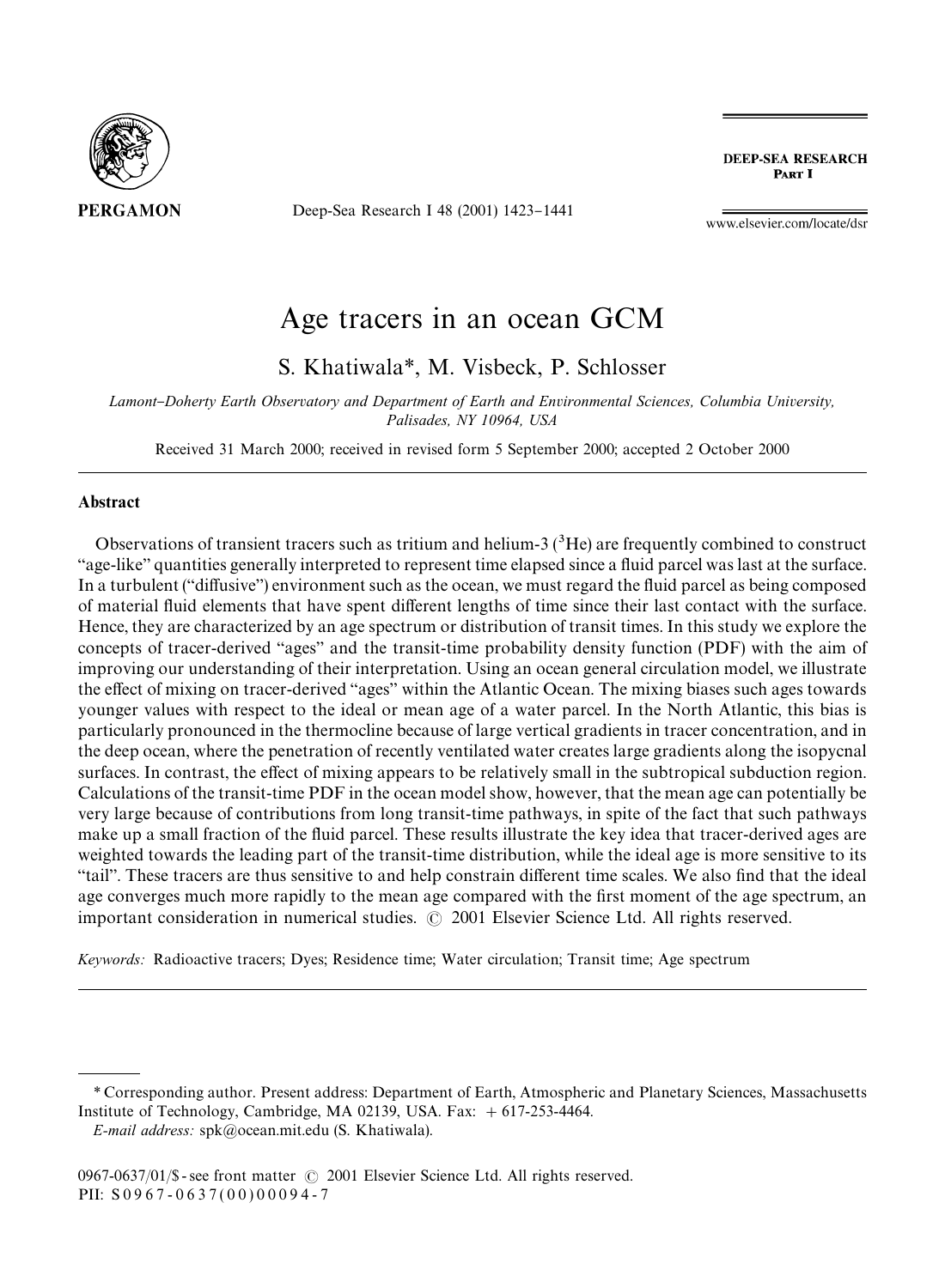# Age tracers in an ocean GCM

S. Khatiwala*, M. Visbeck, P. Schlosser

*Lamont–Doherty Earth Observatory and Department of Earth and Environmental Sciences, Columbia University, Palisades, NY 10964, USA*

Received 31 March 2000; received in revised form 5 September 2000; accepted 2 October 2000

## Abstract

Observations of transient tracers such as tritium and helium-3 ($^3$He) are frequently combined to construct "age-like" quantities generally interpreted to represent time elapsed since a fluid parcel was last at the surface. In a turbulent ("diffusive") environment such as the ocean, we must regard the fluid parcel as being composed of material fluid elements that have spent different lengths of time since their last contact with the surface. Hence, they are characterized by an age spectrum or distribution of transit times. In this study we explore the concepts of tracer-derived "ages" and the transit-time probability density function (PDF) with the aim of improving our understanding of their interpretation. Using an ocean general circulation model, we illustrate the effect of mixing on tracer-derived "ages" within the Atlantic Ocean. The mixing biases such ages towards younger values with respect to the ideal or mean age of a water parcel. In the North Atlantic, this bias is particularly pronounced in the thermocline because of large vertical gradients in tracer concentration, and in the deep ocean, where the penetration of recently ventilated water creates large gradients along the isopycnal surfaces. In contrast, the effect of mixing appears to be relatively small in the subtropical subduction region. Calculations of the transit-time PDF in the ocean model show, however, that the mean age can potentially be very large because of contributions from long transit-time pathways, in spite of the fact that such pathways make up a small fraction of the fluid parcel. These results illustrate the key idea that tracer-derived ages are weighted towards the leading part of the transit-time distribution, while the ideal age is more sensitive to its "tail". These tracers are thus sensitive to and help constrain different time scales. We also find that the ideal age converges much more rapidly to the mean age compared with the first moment of the age spectrum, an important consideration in numerical studies. © 2001 Elsevier Science Ltd. All rights reserved.

*Keywords:* Radioactive tracers; Dyes; Residence time; Water circulation; Transit time; Age spectrum

---

* Corresponding author. Present address: Department of Earth, Atmospheric and Planetary Sciences, Massachusetts Institute of Technology, Cambridge, MA 02139, USA. Fax: + 617-253-4464.

*E-mail address:* spk@ocean.mit.edu (S. Khatiwala).

0967-0637/01/$ - see front matter © 2001 Elsevier Science Ltd. All rights reserved.
PII: S0967-0637(00)00094-7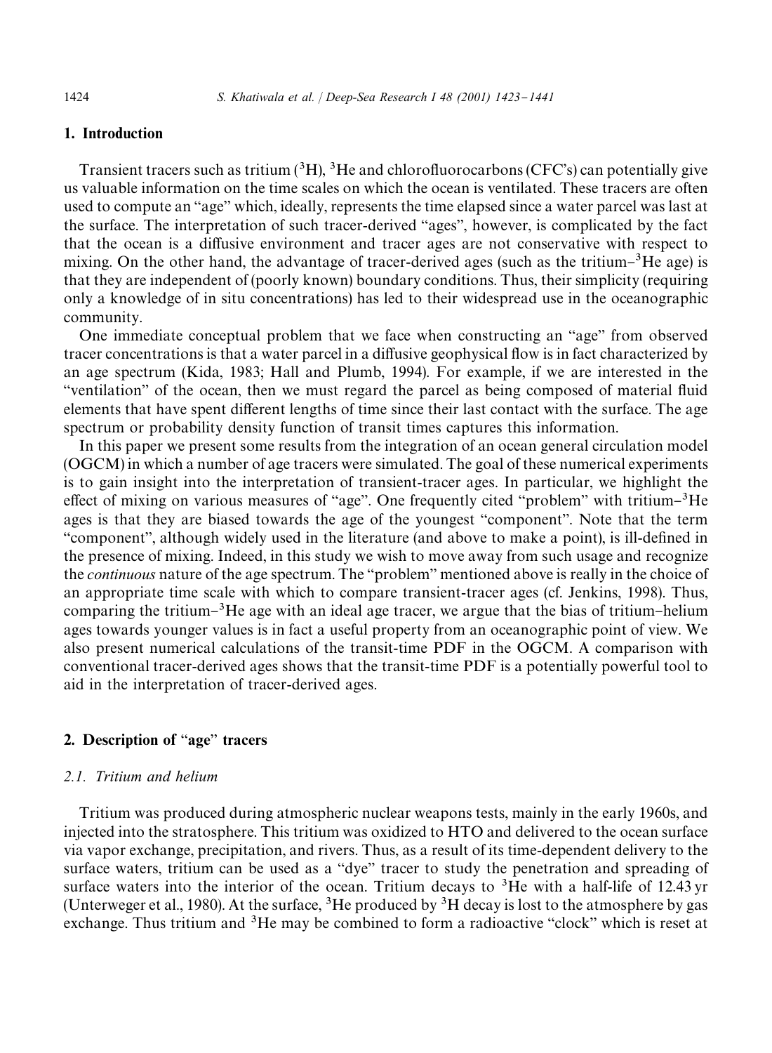## 1. Introduction

Transient tracers such as tritium ($^3$H), $^3$He and chlorofluorocarbons (CFC's) can potentially give us valuable information on the time scales on which the ocean is ventilated. These tracers are often used to compute an "age" which, ideally, represents the time elapsed since a water parcel was last at the surface. The interpretation of such tracer-derived "ages", however, is complicated by the fact that the ocean is a diffusive environment and tracer ages are not conservative with respect to mixing. On the other hand, the advantage of tracer-derived ages (such as the tritium–$^3$He age) is that they are independent of (poorly known) boundary conditions. Thus, their simplicity (requiring only a knowledge of in situ concentrations) has led to their widespread use in the oceanographic community.

One immediate conceptual problem that we face when constructing an "age" from observed tracer concentrations is that a water parcel in a diffusive geophysical flow is in fact characterized by an age spectrum (Kida, 1983; Hall and Plumb, 1994). For example, if we are interested in the "ventilation" of the ocean, then we must regard the parcel as being composed of material fluid elements that have spent different lengths of time since their last contact with the surface. The age spectrum or probability density function of transit times captures this information.

In this paper we present some results from the integration of an ocean general circulation model (OGCM) in which a number of age tracers were simulated. The goal of these numerical experiments is to gain insight into the interpretation of transient-tracer ages. In particular, we highlight the effect of mixing on various measures of "age". One frequently cited "problem" with tritium–$^3$He ages is that they are biased towards the age of the youngest "component". Note that the term "component", although widely used in the literature (and above to make a point), is ill-defined in the presence of mixing. Indeed, in this study we wish to move away from such usage and recognize the *continuous* nature of the age spectrum. The "problem" mentioned above is really in the choice of an appropriate time scale with which to compare transient-tracer ages (cf. Jenkins, 1998). Thus, comparing the tritium–$^3$He age with an ideal age tracer, we argue that the bias of tritium–helium ages towards younger values is in fact a useful property from an oceanographic point of view. We also present numerical calculations of the transit-time PDF in the OGCM. A comparison with conventional tracer-derived ages shows that the transit-time PDF is a potentially powerful tool to aid in the interpretation of tracer-derived ages.

## 2. Description of "age" tracers

### 2.1. Tritium and helium

Tritium was produced during atmospheric nuclear weapons tests, mainly in the early 1960s, and injected into the stratosphere. This tritium was oxidized to HTO and delivered to the ocean surface via vapor exchange, precipitation, and rivers. Thus, as a result of its time-dependent delivery to the surface waters, tritium can be used as a "dye" tracer to study the penetration and spreading of surface waters into the interior of the ocean. Tritium decays to $^3$He with a half-life of 12.43 yr (Unterweger et al., 1980). At the surface, $^3$He produced by $^3$H decay is lost to the atmosphere by gas exchange. Thus tritium and $^3$He may be combined to form a radioactive "clock" which is reset at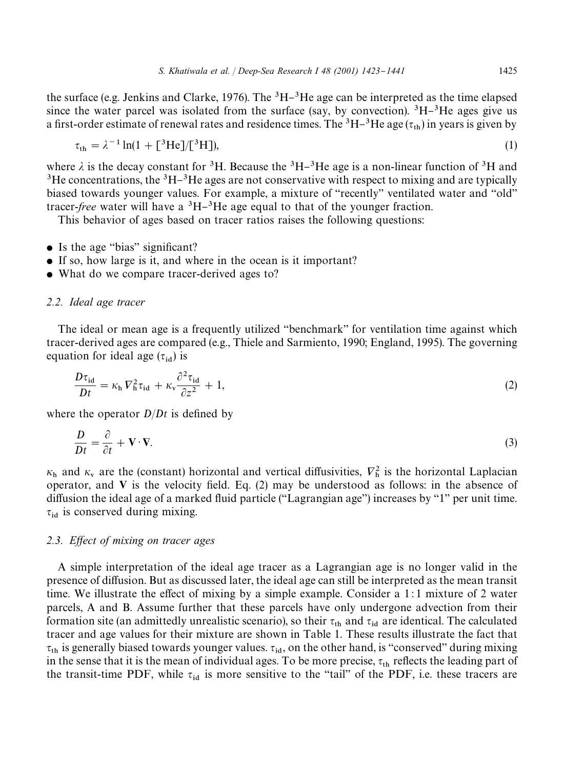the surface (e.g. Jenkins and Clarke, 1976). The $^3H$–$^3He$ age can be interpreted as the time elapsed since the water parcel was isolated from the surface (say, by convection). $^3H$–$^3He$ ages give us a first-order estimate of renewal rates and residence times. The $^3H$–$^3He$ age ($\tau_{th}$) in years is given by

$$\tau_{th} = \lambda^{-1} \ln(1 + [^3He]/[^3H]), \tag{1}$$

where $\lambda$ is the decay constant for $^3H$. Because the $^3H$–$^3He$ age is a non-linear function of $^3H$ and $^3He$ concentrations, the $^3H$–$^3He$ ages are not conservative with respect to mixing and are typically biased towards younger values. For example, a mixture of "recently" ventilated water and "old" tracer-*free* water will have a $^3H$–$^3He$ age equal to that of the younger fraction.

This behavior of ages based on tracer ratios raises the following questions:

- Is the age "bias" significant?
- If so, how large is it, and where in the ocean is it important?
- What do we compare tracer-derived ages to?

### 2.2. Ideal age tracer

The ideal or mean age is a frequently utilized "benchmark" for ventilation time against which tracer-derived ages are compared (e.g., Thiele and Sarmiento, 1990; England, 1995). The governing equation for ideal age ($\tau_{id}$) is

$$\frac{D\tau_{id}}{Dt} = \kappa_h \nabla_h^2 \tau_{id} + \kappa_v \frac{\partial^2 \tau_{id}}{\partial z^2} + 1, \tag{2}$$

where the operator $D/Dt$ is defined by

$$\frac{D}{Dt} = \frac{\partial}{\partial t} + \mathbf{V} \cdot \mathbf{\nabla}. \tag{3}$$

$\kappa_h$ and $\kappa_v$ are the (constant) horizontal and vertical diffusivities, $\nabla_h^2$ is the horizontal Laplacian operator, and $\mathbf{V}$ is the velocity field. Eq. (2) may be understood as follows: in the absence of diffusion the ideal age of a marked fluid particle ("Lagrangian age") increases by "1" per unit time. $\tau_{id}$ is conserved during mixing.

### 2.3. Effect of mixing on tracer ages

A simple interpretation of the ideal age tracer as a Lagrangian age is no longer valid in the presence of diffusion. But as discussed later, the ideal age can still be interpreted as the mean transit time. We illustrate the effect of mixing by a simple example. Consider a 1:1 mixture of 2 water parcels, A and B. Assume further that these parcels have only undergone advection from their formation site (an admittedly unrealistic scenario), so their $\tau_{th}$ and $\tau_{id}$ are identical. The calculated tracer and age values for their mixture are shown in Table 1. These results illustrate the fact that $\tau_{th}$ is generally biased towards younger values. $\tau_{id}$, on the other hand, is "conserved" during mixing in the sense that it is the mean of individual ages. To be more precise, $\tau_{th}$ reflects the leading part of the transit-time PDF, while $\tau_{id}$ is more sensitive to the "tail" of the PDF, i.e. these tracers are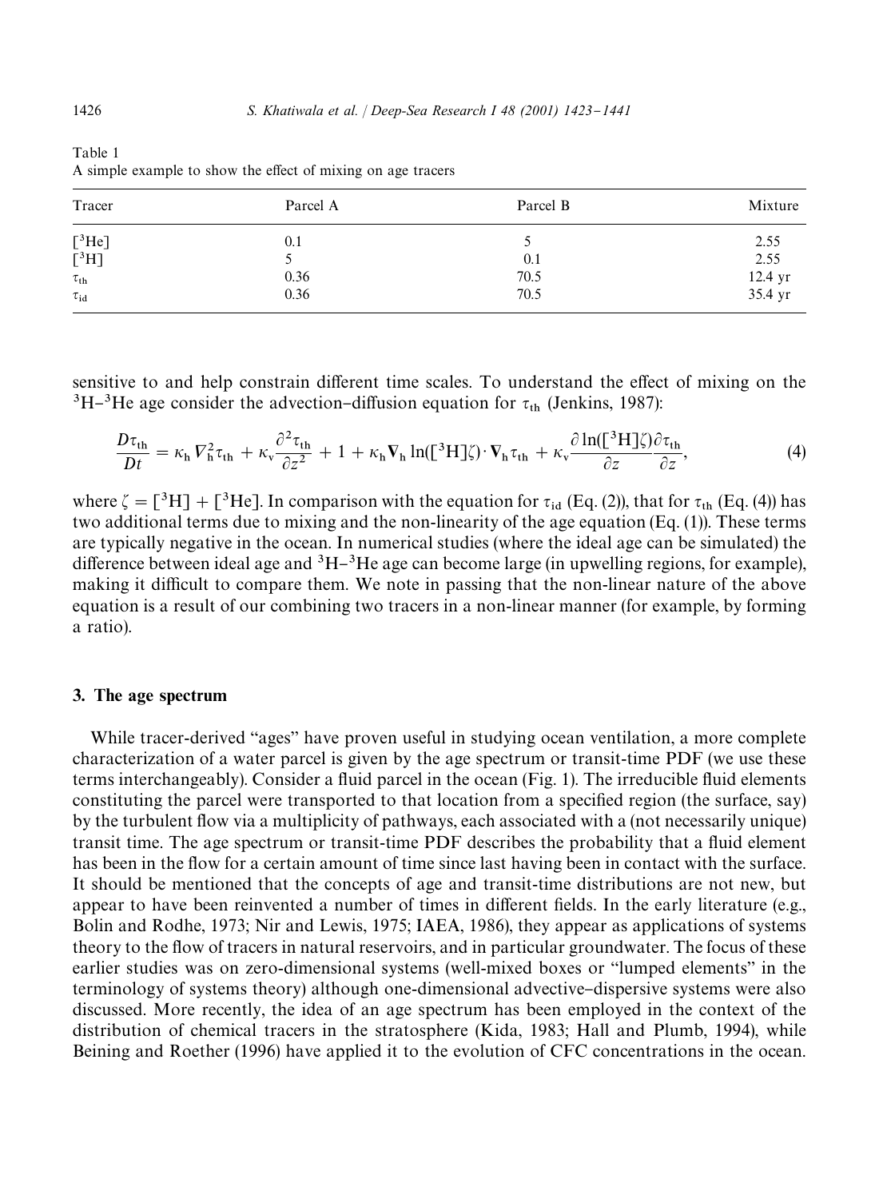Table 1
A simple example to show the effect of mixing on age tracers

| Tracer | Parcel A | Parcel B | Mixture |
| --- | --- | --- | --- |
| $[^3He]$ | 0.1 | 5 | 2.55 |
| $[^3H]$ | 5 | 0.1 | 2.55 |
| $\tau_{th}$ | 0.36 | 70.5 | 12.4 yr |
| $\tau_{id}$ | 0.36 | 70.5 | 35.4 yr |

sensitive to and help constrain different time scales. To understand the effect of mixing on the $^3H$–$^3He$ age consider the advection–diffusion equation for $\tau_{th}$ (Jenkins, 1987):

$$\frac{D\tau_{th}}{Dt} = \kappa_h \nabla_h^2 \tau_{th} + \kappa_v \frac{\partial^2 \tau_{th}}{\partial z^2} + 1 + \kappa_h \nabla_h \ln([^3H]\zeta) \cdot \nabla_h \tau_{th} + \kappa_v \frac{\partial \ln([^3H]\zeta)}{\partial z} \frac{\partial \tau_{th}}{\partial z}, \tag{4}$$

where $\zeta = [^3H] + [^3He]$. In comparison with the equation for $\tau_{id}$ (Eq. (2)), that for $\tau_{th}$ (Eq. (4)) has two additional terms due to mixing and the non-linearity of the age equation (Eq. (1)). These terms are typically negative in the ocean. In numerical studies (where the ideal age can be simulated) the difference between ideal age and $^3H$–$^3He$ age can become large (in upwelling regions, for example), making it difficult to compare them. We note in passing that the non-linear nature of the above equation is a result of our combining two tracers in a non-linear manner (for example, by forming a ratio).

## 3. The age spectrum

While tracer-derived "ages" have proven useful in studying ocean ventilation, a more complete characterization of a water parcel is given by the age spectrum or transit-time PDF (we use these terms interchangeably). Consider a fluid parcel in the ocean (Fig. 1). The irreducible fluid elements constituting the parcel were transported to that location from a specified region (the surface, say) by the turbulent flow via a multiplicity of pathways, each associated with a (not necessarily unique) transit time. The age spectrum or transit-time PDF describes the probability that a fluid element has been in the flow for a certain amount of time since last having been in contact with the surface. It should be mentioned that the concepts of age and transit-time distributions are not new, but appear to have been reinvented a number of times in different fields. In the early literature (e.g., Bolin and Rodhe, 1973; Nir and Lewis, 1975; IAEA, 1986), they appear as applications of systems theory to the flow of tracers in natural reservoirs, and in particular groundwater. The focus of these earlier studies was on zero-dimensional systems (well-mixed boxes or "lumped elements" in the terminology of systems theory) although one-dimensional advective–dispersive systems were also discussed. More recently, the idea of an age spectrum has been employed in the context of the distribution of chemical tracers in the stratosphere (Kida, 1983; Hall and Plumb, 1994), while Beining and Roether (1996) have applied it to the evolution of CFC concentrations in the ocean.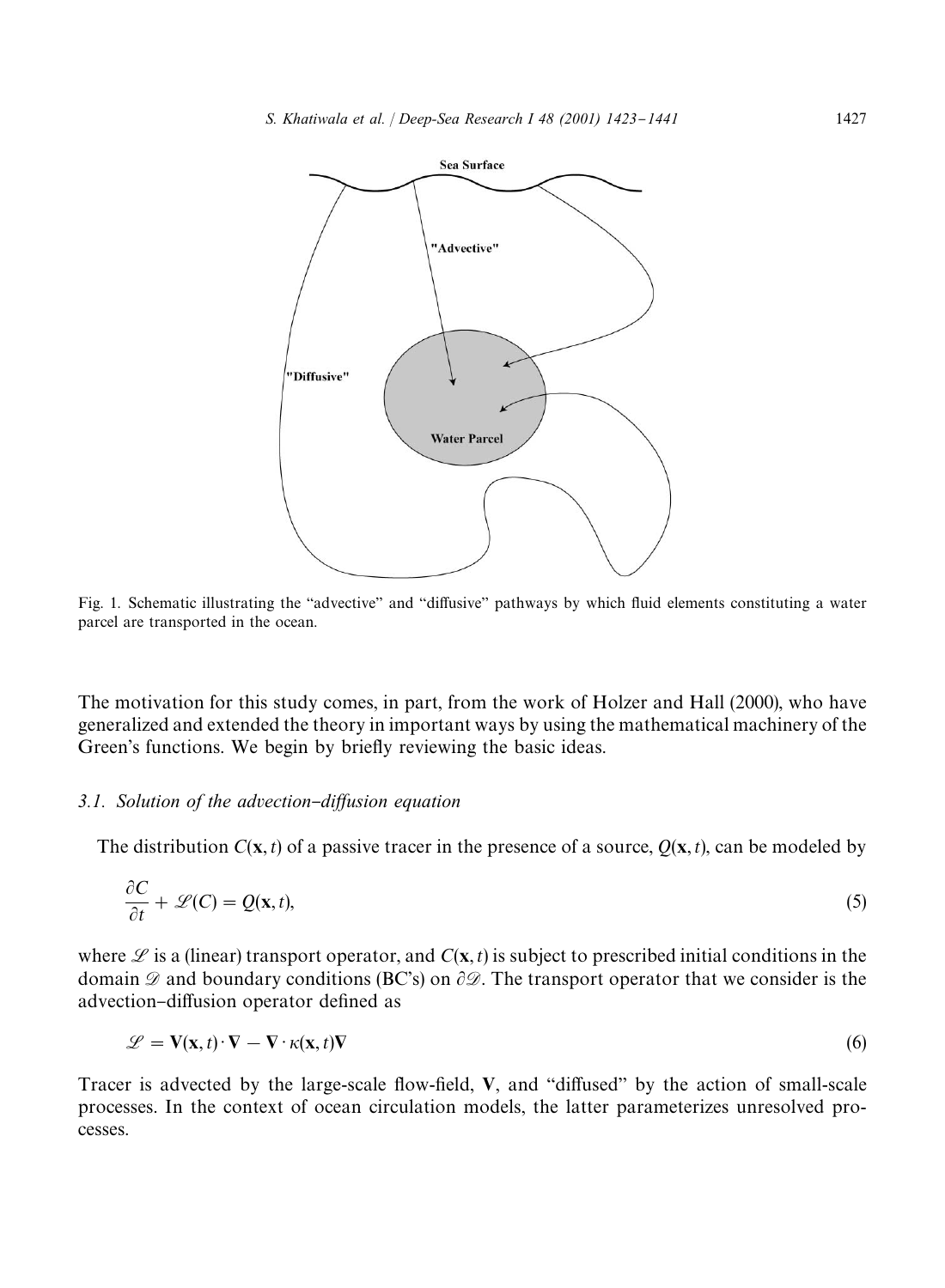Fig. 1. Schematic illustrating the "advective" and "diffusive" pathways by which fluid elements constituting a water parcel are transported in the ocean.

The motivation for this study comes, in part, from the work of Holzer and Hall (2000), who have generalized and extended the theory in important ways by using the mathematical machinery of the Green's functions. We begin by briefly reviewing the basic ideas.

### 3.1. Solution of the advection–diffusion equation

The distribution $C(\mathbf{x}, t)$ of a passive tracer in the presence of a source, $Q(\mathbf{x}, t)$, can be modeled by

$$\frac{\partial C}{\partial t} + \mathscr{L}(C) = Q(\mathbf{x}, t), \tag{5}$$

where $\mathscr{L}$ is a (linear) transport operator, and $C(\mathbf{x}, t)$ is subject to prescribed initial conditions in the domain $\mathscr{D}$ and boundary conditions (BC's) on $\partial\mathscr{D}$. The transport operator that we consider is the advection–diffusion operator defined as

$$\mathscr{L} = \mathbf{V}(\mathbf{x}, t) \cdot \mathbf{\nabla} - \mathbf{\nabla} \cdot \kappa(\mathbf{x}, t)\mathbf{\nabla} \tag{6}$$

Tracer is advected by the large-scale flow-field, $\mathbf{V}$, and "diffused" by the action of small-scale processes. In the context of ocean circulation models, the latter parameterizes unresolved processes.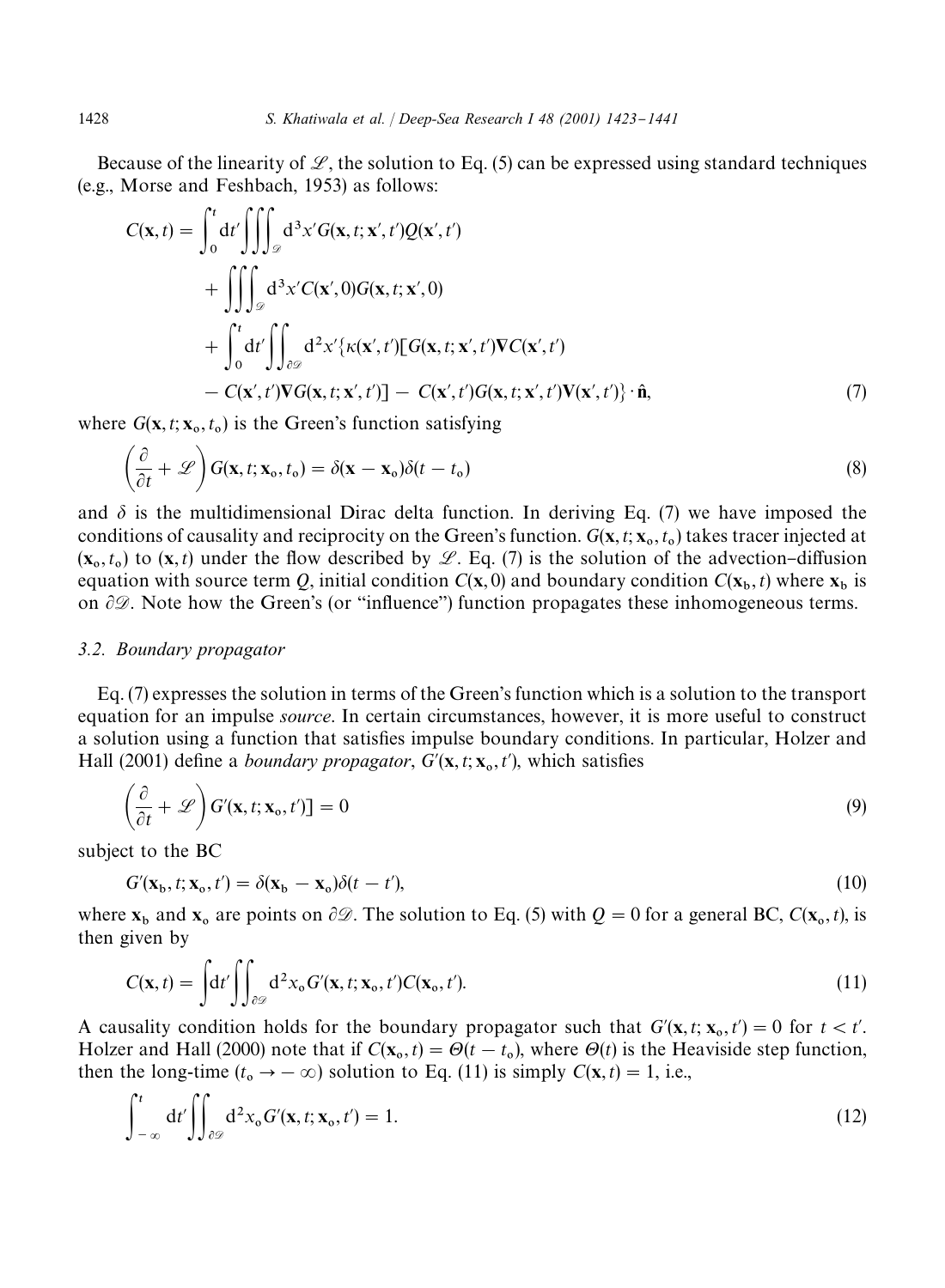Because of the linearity of $\mathscr{L}$, the solution to Eq. (5) can be expressed using standard techniques (e.g., Morse and Feshbach, 1953) as follows:

$$
\begin{aligned}
C(\mathbf{x},t) = & \int_0^t \mathrm{d}t' \iiint_{\mathscr{D}} \mathrm{d}^3x' G(\mathbf{x},t;\mathbf{x}',t')Q(\mathbf{x}',t') \\
& + \iiint_{\mathscr{D}} \mathrm{d}^3x' C(\mathbf{x}',0)G(\mathbf{x},t;\mathbf{x}',0) \\
& + \int_0^t \mathrm{d}t' \iint_{\partial\mathscr{D}} \mathrm{d}^2x' \{\kappa(\mathbf{x}',t')[G(\mathbf{x},t;\mathbf{x}',t')\nabla C(\mathbf{x}',t') \\
& - C(\mathbf{x}',t')\nabla G(\mathbf{x},t;\mathbf{x}',t')] - C(\mathbf{x}',t')G(\mathbf{x},t;\mathbf{x}',t')\mathbf{V}(\mathbf{x}',t')\} \cdot \hat{\mathbf{n}},
\end{aligned}
\tag{7}
$$

where $G(\mathbf{x},t;\mathbf{x}_o,t_o)$ is the Green's function satisfying

$$
\left(\frac{\partial}{\partial t} + \mathscr{L}\right) G(\mathbf{x},t;\mathbf{x}_o,t_o) = \delta(\mathbf{x}-\mathbf{x}_o)\delta(t-t_o) \tag{8}
$$

and $\delta$ is the multidimensional Dirac delta function. In deriving Eq. (7) we have imposed the conditions of causality and reciprocity on the Green's function. $G(\mathbf{x},t;\mathbf{x}_o,t_o)$ takes tracer injected at $(\mathbf{x}_o,t_o)$ to $(\mathbf{x},t)$ under the flow described by $\mathscr{L}$. Eq. (7) is the solution of the advection–diffusion equation with source term $Q$, initial condition $C(\mathbf{x},0)$ and boundary condition $C(\mathbf{x}_b,t)$ where $\mathbf{x}_b$ is on $\partial\mathscr{D}$. Note how the Green's (or "influence") function propagates these inhomogeneous terms.

### 3.2. Boundary propagator

Eq. (7) expresses the solution in terms of the Green's function which is a solution to the transport equation for an impulse *source*. In certain circumstances, however, it is more useful to construct a solution using a function that satisfies impulse boundary conditions. In particular, Holzer and Hall (2001) define a *boundary propagator*, $G'(\mathbf{x},t;\mathbf{x}_o,t')$, which satisfies

$$
\left(\frac{\partial}{\partial t} + \mathscr{L}\right) G'(\mathbf{x},t;\mathbf{x}_o,t')] = 0 \tag{9}
$$

subject to the BC

$$
G'(\mathbf{x}_b,t;\mathbf{x}_o,t') = \delta(\mathbf{x}_b-\mathbf{x}_o)\delta(t-t'), \tag{10}
$$

where $\mathbf{x}_b$ and $\mathbf{x}_o$ are points on $\partial\mathscr{D}$. The solution to Eq. (5) with $Q=0$ for a general BC, $C(\mathbf{x}_o,t)$, is then given by

$$
C(\mathbf{x},t) = \int \mathrm{d}t' \iint_{\partial\mathscr{D}} \mathrm{d}^2x_o G'(\mathbf{x},t;\mathbf{x}_o,t')C(\mathbf{x}_o,t'). \tag{11}
$$

A causality condition holds for the boundary propagator such that $G'(\mathbf{x},t;\mathbf{x}_o,t') = 0$ for $t < t'$. Holzer and Hall (2000) note that if $C(\mathbf{x}_o,t) = \Theta(t-t_o)$, where $\Theta(t)$ is the Heaviside step function, then the long-time ($t_o \to -\infty$) solution to Eq. (11) is simply $C(\mathbf{x},t)=1$, i.e.,

$$
\int_{-\infty}^t \mathrm{d}t' \iint_{\partial\mathscr{D}} \mathrm{d}^2x_o G'(\mathbf{x},t;\mathbf{x}_o,t') = 1. \tag{12}
$$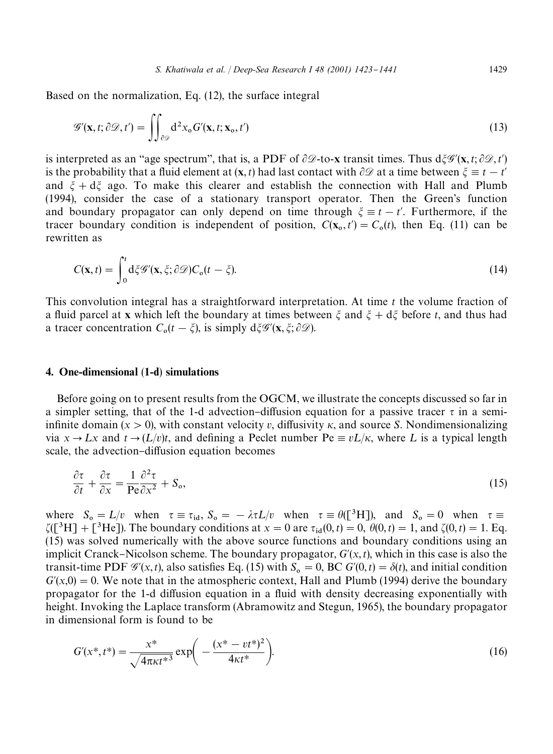Based on the normalization, Eq. (12), the surface integral

$$\mathscr{G}'(\mathbf{x}, t; \partial\mathscr{D}, t') = \iint_{\partial\mathscr{D}} \mathrm{d}^2 x_{\mathrm{o}} G'(\mathbf{x}, t; \mathbf{x}_{\mathrm{o}}, t') \tag{13}$$

is interpreted as an "age spectrum", that is, a PDF of $\partial\mathscr{D}$-to-$\mathbf{x}$ transit times. Thus $\mathrm{d}\xi\mathscr{G}'(\mathbf{x}, t; \partial\mathscr{D}, t')$ is the probability that a fluid element at $(\mathbf{x}, t)$ had last contact with $\partial\mathscr{D}$ at a time between $\xi \equiv t - t'$ and $\xi + \mathrm{d}\xi$ ago. To make this clearer and establish the connection with Hall and Plumb (1994), consider the case of a stationary transport operator. Then the Green's function and boundary propagator can only depend on time through $\xi \equiv t - t'$. Furthermore, if the tracer boundary condition is independent of position, $C(\mathbf{x}_{\mathrm{o}}, t') = C_{\mathrm{o}}(t)$, then Eq. (11) can be rewritten as

$$C(\mathbf{x}, t) = \int_0^t \mathrm{d}\xi \mathscr{G}'(\mathbf{x}, \xi; \partial\mathscr{D}) C_{\mathrm{o}}(t - \xi). \tag{14}$$

This convolution integral has a straightforward interpretation. At time $t$ the volume fraction of a fluid parcel at $\mathbf{x}$ which left the boundary at times between $\xi$ and $\xi + \mathrm{d}\xi$ before $t$, and thus had a tracer concentration $C_{\mathrm{o}}(t - \xi)$, is simply $\mathrm{d}\xi\mathscr{G}'(\mathbf{x}, \xi; \partial\mathscr{D})$.

## 4. One-dimensional (1-d) simulations

Before going on to present results from the OGCM, we illustrate the concepts discussed so far in a simpler setting, that of the 1-d advection–diffusion equation for a passive tracer $\tau$ in a semi-infinite domain ($x > 0$), with constant velocity $v$, diffusivity $\kappa$, and source $S$. Nondimensionalizing via $x \to Lx$ and $t \to (L/v)t$, and defining a Peclet number $\mathrm{Pe} \equiv vL/\kappa$, where $L$ is a typical length scale, the advection–diffusion equation becomes

$$\frac{\partial \tau}{\partial t} + \frac{\partial \tau}{\partial x} = \frac{1}{\mathrm{Pe}} \frac{\partial^2 \tau}{\partial x^2} + S_{\mathrm{o}}, \tag{15}$$

where $S_{\mathrm{o}} = L/v$ when $\tau \equiv \tau_{\mathrm{id}}$, $S_{\mathrm{o}} = -\lambda\tau L/v$ when $\tau \equiv \theta([^3\mathrm{H}])$, and $S_{\mathrm{o}} = 0$ when $\tau \equiv \zeta([^3\mathrm{H}] + [^3\mathrm{He}])$. The boundary conditions at $x = 0$ are $\tau_{\mathrm{id}}(0, t) = 0$, $\theta(0, t) = 1$, and $\zeta(0, t) = 1$. Eq. (15) was solved numerically with the above source functions and boundary conditions using an implicit Cranck–Nicolson scheme. The boundary propagator, $G'(x, t)$, which in this case is also the transit-time PDF $\mathscr{G}'(x, t)$, also satisfies Eq. (15) with $S_{\mathrm{o}} = 0$, BC $G'(0, t) = \delta(t)$, and initial condition $G'(x, 0) = 0$. We note that in the atmospheric context, Hall and Plumb (1994) derive the boundary propagator for the 1-d diffusion equation in a fluid with density decreasing exponentially with height. Invoking the Laplace transform (Abramowitz and Stegun, 1965), the boundary propagator in dimensional form is found to be

$$G'(x^*, t^*) = \frac{x^*}{\sqrt{4\pi\kappa t^{*3}}} \exp\left(-\frac{(x^* - vt^*)^2}{4\kappa t^*}\right). \tag{16}$$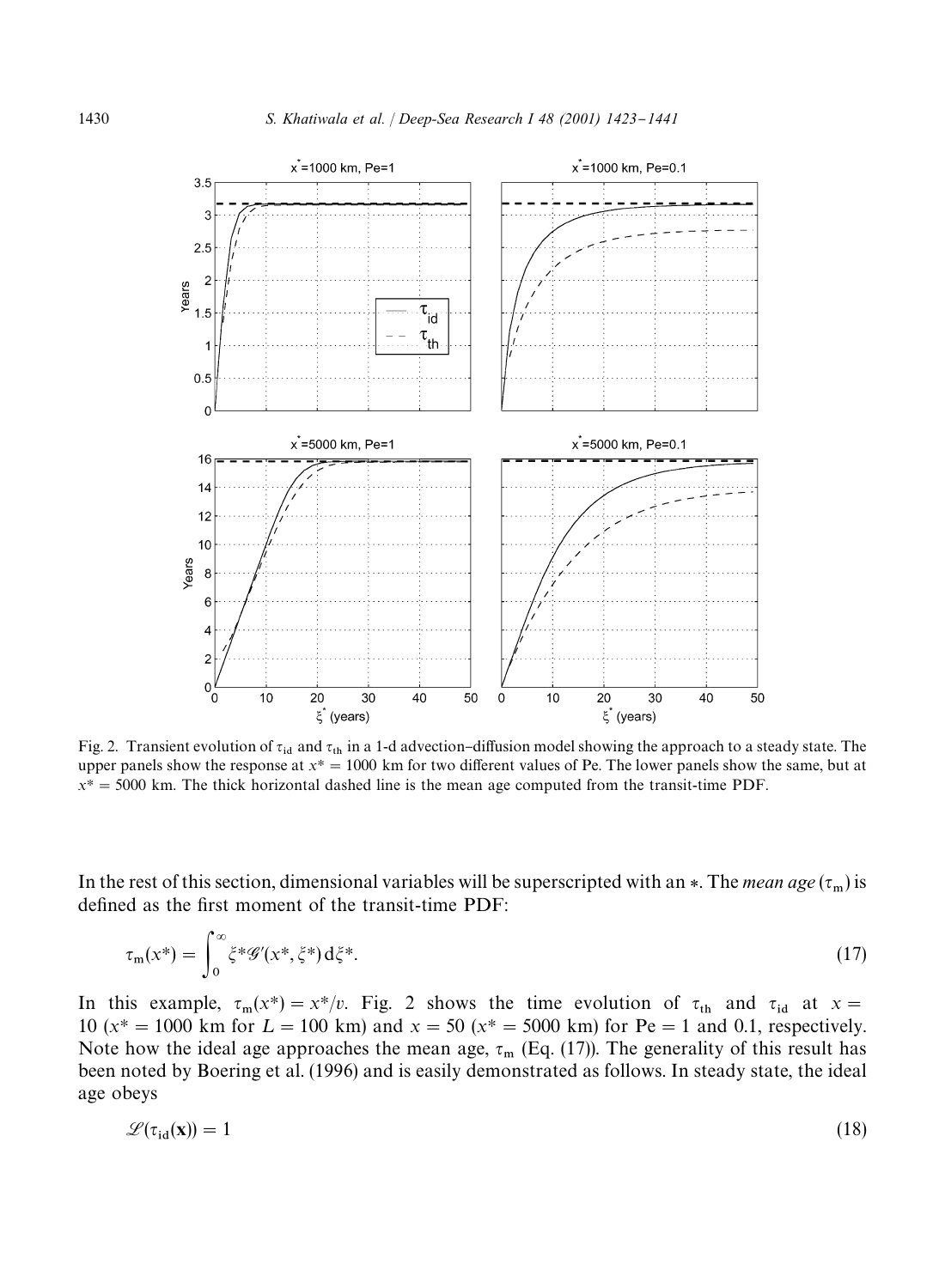Fig. 2. Transient evolution of $\tau_{id}$ and $\tau_{th}$ in a 1-d advection–diffusion model showing the approach to a steady state. The upper panels show the response at $x^* = 1000$ km for two different values of Pe. The lower panels show the same, but at $x^* = 5000$ km. The thick horizontal dashed line is the mean age computed from the transit-time PDF.

In the rest of this section, dimensional variables will be superscripted with an $*$. The *mean age* ($\tau_m$) is defined as the first moment of the transit-time PDF:

$$\tau_m(x^*) = \int_0^\infty \xi^* \mathscr{G}'(x^*, \xi^*)\, d\xi^*. \tag{17}$$

In this example, $\tau_m(x^*) = x^*/v$. Fig. 2 shows the time evolution of $\tau_{th}$ and $\tau_{id}$ at $x = 10$ ($x^* = 1000$ km for $L = 100$ km) and $x = 50$ ($x^* = 5000$ km) for Pe $= 1$ and 0.1, respectively. Note how the ideal age approaches the mean age, $\tau_m$ (Eq. (17)). The generality of this result has been noted by Boering et al. (1996) and is easily demonstrated as follows. In steady state, the ideal age obeys

$$\mathscr{L}(\tau_{id}(\mathbf{x})) = 1 \tag{18}$$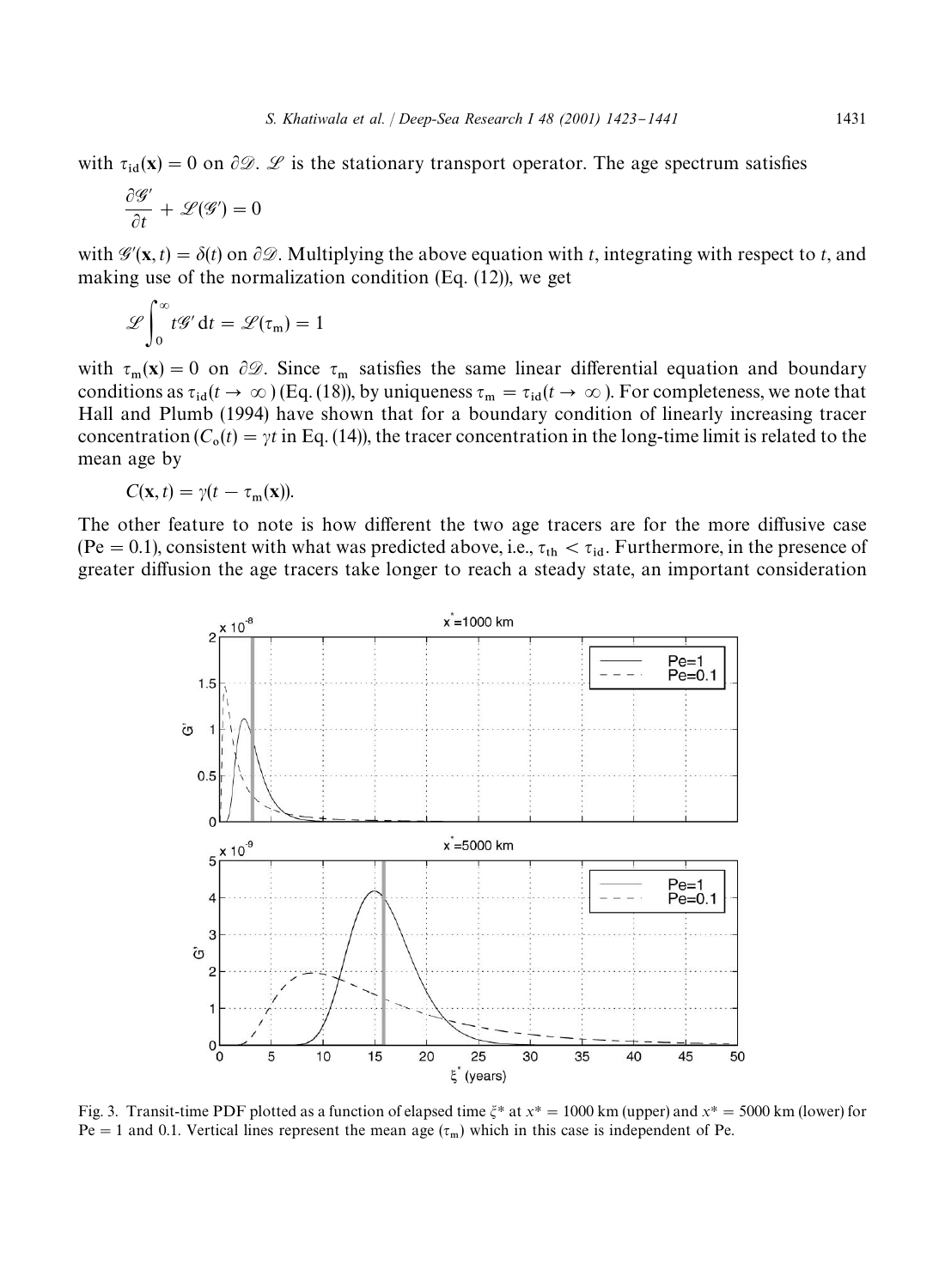with $\tau_{id}(\mathbf{x}) = 0$ on $\partial\mathcal{D}$. $\mathcal{L}$ is the stationary transport operator. The age spectrum satisfies

$$\frac{\partial \mathcal{G}'}{\partial t} + \mathcal{L}(\mathcal{G}') = 0$$

with $\mathcal{G}'(\mathbf{x}, t) = \delta(t)$ on $\partial\mathcal{D}$. Multiplying the above equation with $t$, integrating with respect to $t$, and making use of the normalization condition (Eq. (12)), we get

$$\mathcal{L} \int_0^\infty t\mathcal{G}' \, \mathrm{d}t = \mathcal{L}(\tau_m) = 1$$

with $\tau_m(\mathbf{x}) = 0$ on $\partial\mathcal{D}$. Since $\tau_m$ satisfies the same linear differential equation and boundary conditions as $\tau_{id}(t \to \infty)$ (Eq. (18)), by uniqueness $\tau_m = \tau_{id}(t \to \infty)$. For completeness, we note that Hall and Plumb (1994) have shown that for a boundary condition of linearly increasing tracer concentration ($C_o(t) = \gamma t$ in Eq. (14)), the tracer concentration in the long-time limit is related to the mean age by

$$C(\mathbf{x}, t) = \gamma(t - \tau_m(\mathbf{x})).$$

The other feature to note is how different the two age tracers are for the more diffusive case (Pe = 0.1), consistent with what was predicted above, i.e., $\tau_{th} < \tau_{id}$. Furthermore, in the presence of greater diffusion the age tracers take longer to reach a steady state, an important consideration

Fig. 3. Transit-time PDF plotted as a function of elapsed time $\xi^*$ at $x^* = 1000$ km (upper) and $x^* = 5000$ km (lower) for Pe = 1 and 0.1. Vertical lines represent the mean age ($\tau_m$) which in this case is independent of Pe.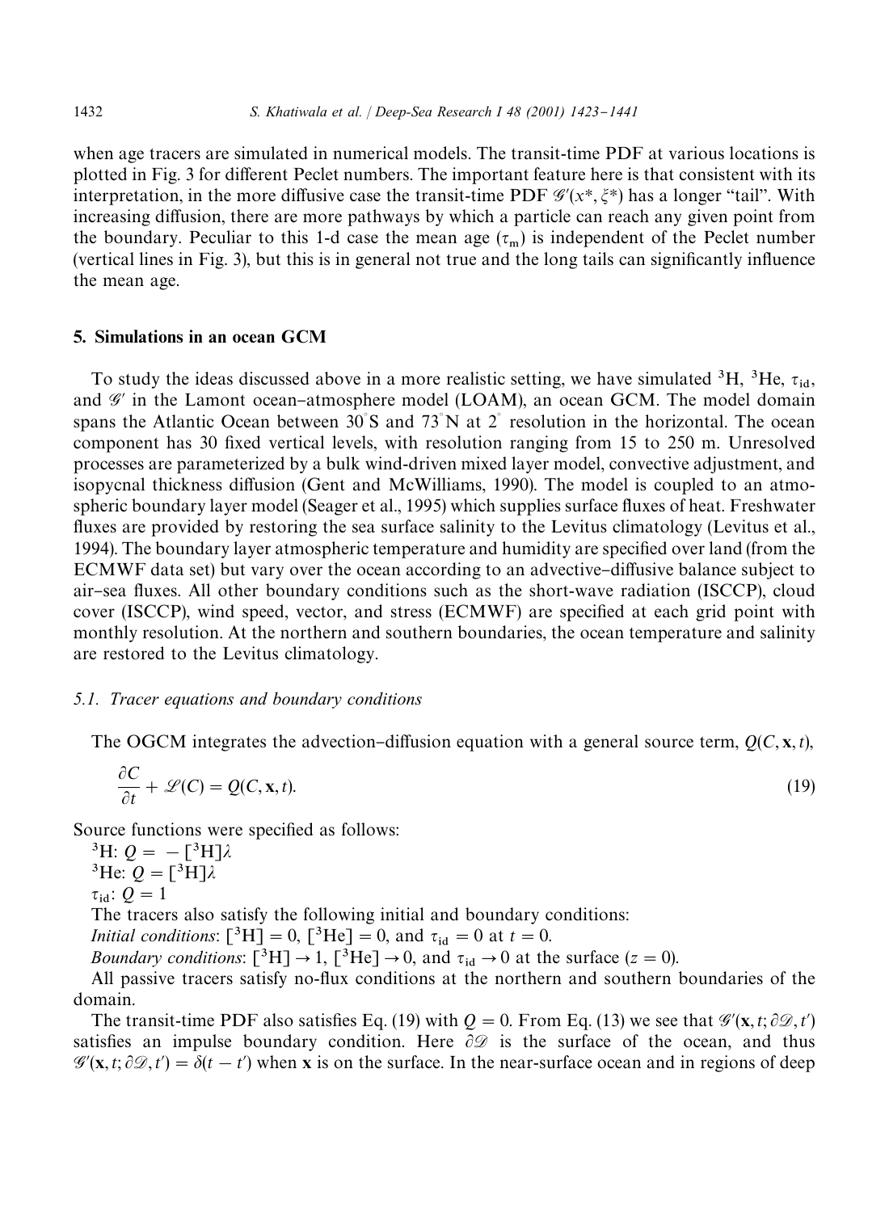when age tracers are simulated in numerical models. The transit-time PDF at various locations is plotted in Fig. 3 for different Peclet numbers. The important feature here is that consistent with its interpretation, in the more diffusive case the transit-time PDF $\mathscr{G}'(x^*, \xi^*)$ has a longer "tail". With increasing diffusion, there are more pathways by which a particle can reach any given point from the boundary. Peculiar to this 1-d case the mean age ($\tau_m$) is independent of the Peclet number (vertical lines in Fig. 3), but this is in general not true and the long tails can significantly influence the mean age.

## 5. Simulations in an ocean GCM

To study the ideas discussed above in a more realistic setting, we have simulated $^3$H, $^3$He, $\tau_{id}$, and $\mathscr{G}'$ in the Lamont ocean–atmosphere model (LOAM), an ocean GCM. The model domain spans the Atlantic Ocean between 30°S and 73°N at 2° resolution in the horizontal. The ocean component has 30 fixed vertical levels, with resolution ranging from 15 to 250 m. Unresolved processes are parameterized by a bulk wind-driven mixed layer model, convective adjustment, and isopycnal thickness diffusion (Gent and McWilliams, 1990). The model is coupled to an atmospheric boundary layer model (Seager et al., 1995) which supplies surface fluxes of heat. Freshwater fluxes are provided by restoring the sea surface salinity to the Levitus climatology (Levitus et al., 1994). The boundary layer atmospheric temperature and humidity are specified over land (from the ECMWF data set) but vary over the ocean according to an advective–diffusive balance subject to air–sea fluxes. All other boundary conditions such as the short-wave radiation (ISCCP), cloud cover (ISCCP), wind speed, vector, and stress (ECMWF) are specified at each grid point with monthly resolution. At the northern and southern boundaries, the ocean temperature and salinity are restored to the Levitus climatology.

### 5.1. Tracer equations and boundary conditions

The OGCM integrates the advection–diffusion equation with a general source term, $Q(C, \mathbf{x}, t)$,

$$\frac{\partial C}{\partial t} + \mathscr{L}(C) = Q(C, \mathbf{x}, t). \tag{19}$$

Source functions were specified as follows:

$^3$H: $Q = -[^3\mathrm{H}]\lambda$

$^3$He: $Q = [^3\mathrm{H}]\lambda$

$\tau_{id}$: $Q = 1$

The tracers also satisfy the following initial and boundary conditions:

*Initial conditions*: $[^3\mathrm{H}] = 0$, $[^3\mathrm{He}] = 0$, and $\tau_{id} = 0$ at $t = 0$.

*Boundary conditions*: $[^3\mathrm{H}] \to 1$, $[^3\mathrm{He}] \to 0$, and $\tau_{id} \to 0$ at the surface ($z = 0$).

All passive tracers satisfy no-flux conditions at the northern and southern boundaries of the domain.

The transit-time PDF also satisfies Eq. (19) with $Q = 0$. From Eq. (13) we see that $\mathscr{G}'(\mathbf{x}, t; \partial\mathscr{D}, t')$ satisfies an impulse boundary condition. Here $\partial\mathscr{D}$ is the surface of the ocean, and thus $\mathscr{G}'(\mathbf{x}, t; \partial\mathscr{D}, t') = \delta(t - t')$ when $\mathbf{x}$ is on the surface. In the near-surface ocean and in regions of deep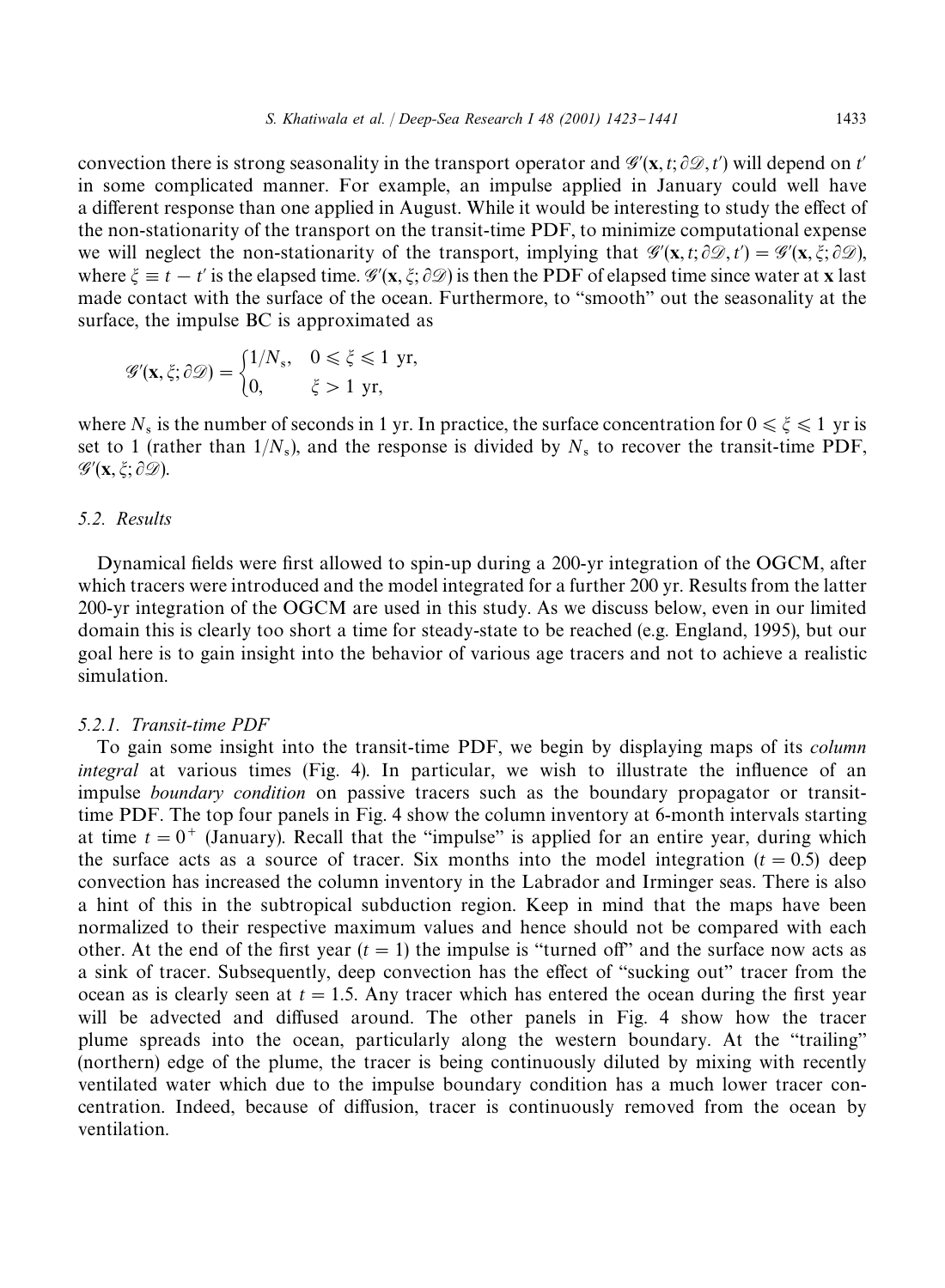convection there is strong seasonality in the transport operator and $\mathscr{G}'(\mathbf{x}, t; \partial\mathscr{D}, t')$ will depend on $t'$ in some complicated manner. For example, an impulse applied in January could well have a different response than one applied in August. While it would be interesting to study the effect of the non-stationarity of the transport on the transit-time PDF, to minimize computational expense we will neglect the non-stationarity of the transport, implying that $\mathscr{G}'(\mathbf{x}, t; \partial\mathscr{D}, t') = \mathscr{G}'(\mathbf{x}, \xi; \partial\mathscr{D})$, where $\xi \equiv t - t'$ is the elapsed time. $\mathscr{G}'(\mathbf{x}, \xi; \partial\mathscr{D})$ is then the PDF of elapsed time since water at $\mathbf{x}$ last made contact with the surface of the ocean. Furthermore, to "smooth" out the seasonality at the surface, the impulse BC is approximated as

$$\mathscr{G}'(\mathbf{x}, \xi; \partial\mathscr{D}) = \begin{cases} 1/N_s, & 0 \leqslant \xi \leqslant 1 \text{ yr}, \\ 0, & \xi > 1 \text{ yr}, \end{cases}$$

where $N_s$ is the number of seconds in 1 yr. In practice, the surface concentration for $0 \leqslant \xi \leqslant 1$ yr is set to 1 (rather than $1/N_s$), and the response is divided by $N_s$ to recover the transit-time PDF, $\mathscr{G}'(\mathbf{x}, \xi; \partial\mathscr{D})$.

### 5.2. Results

Dynamical fields were first allowed to spin-up during a 200-yr integration of the OGCM, after which tracers were introduced and the model integrated for a further 200 yr. Results from the latter 200-yr integration of the OGCM are used in this study. As we discuss below, even in our limited domain this is clearly too short a time for steady-state to be reached (e.g. England, 1995), but our goal here is to gain insight into the behavior of various age tracers and not to achieve a realistic simulation.

#### 5.2.1. Transit-time PDF

To gain some insight into the transit-time PDF, we begin by displaying maps of its *column integral* at various times (Fig. 4). In particular, we wish to illustrate the influence of an impulse *boundary condition* on passive tracers such as the boundary propagator or transit-time PDF. The top four panels in Fig. 4 show the column inventory at 6-month intervals starting at time $t = 0^+$ (January). Recall that the "impulse" is applied for an entire year, during which the surface acts as a source of tracer. Six months into the model integration ($t = 0.5$) deep convection has increased the column inventory in the Labrador and Irminger seas. There is also a hint of this in the subtropical subduction region. Keep in mind that the maps have been normalized to their respective maximum values and hence should not be compared with each other. At the end of the first year ($t = 1$) the impulse is "turned off" and the surface now acts as a sink of tracer. Subsequently, deep convection has the effect of "sucking out" tracer from the ocean as is clearly seen at $t = 1.5$. Any tracer which has entered the ocean during the first year will be advected and diffused around. The other panels in Fig. 4 show how the tracer plume spreads into the ocean, particularly along the western boundary. At the "trailing" (northern) edge of the plume, the tracer is being continuously diluted by mixing with recently ventilated water which due to the impulse boundary condition has a much lower tracer concentration. Indeed, because of diffusion, tracer is continuously removed from the ocean by ventilation.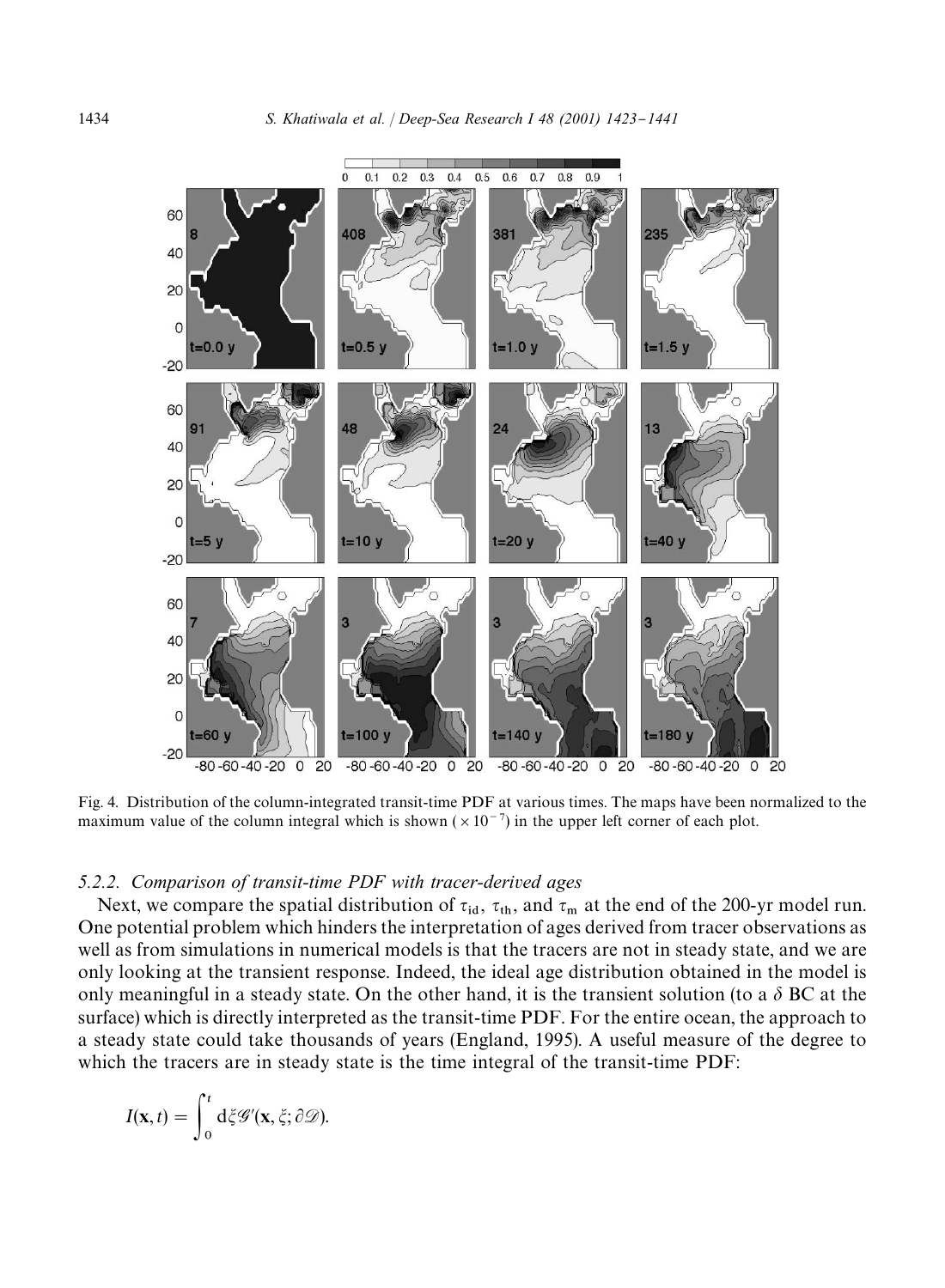Fig. 4. Distribution of the column-integrated transit-time PDF at various times. The maps have been normalized to the maximum value of the column integral which is shown ($\times 10^{-7}$) in the upper left corner of each plot.

### 5.2.2. Comparison of transit-time PDF with tracer-derived ages

Next, we compare the spatial distribution of $\tau_{\mathrm{id}}$, $\tau_{\mathrm{th}}$, and $\tau_{\mathrm{m}}$ at the end of the 200-yr model run. One potential problem which hinders the interpretation of ages derived from tracer observations as well as from simulations in numerical models is that the tracers are not in steady state, and we are only looking at the transient response. Indeed, the ideal age distribution obtained in the model is only meaningful in a steady state. On the other hand, it is the transient solution (to a $\delta$ BC at the surface) which is directly interpreted as the transit-time PDF. For the entire ocean, the approach to a steady state could take thousands of years (England, 1995). A useful measure of the degree to which the tracers are in steady state is the time integral of the transit-time PDF:

$$I(\mathbf{x}, t) = \int_0^t \mathrm{d}\xi \mathscr{G}'(\mathbf{x}, \xi; \partial\mathscr{D}).$$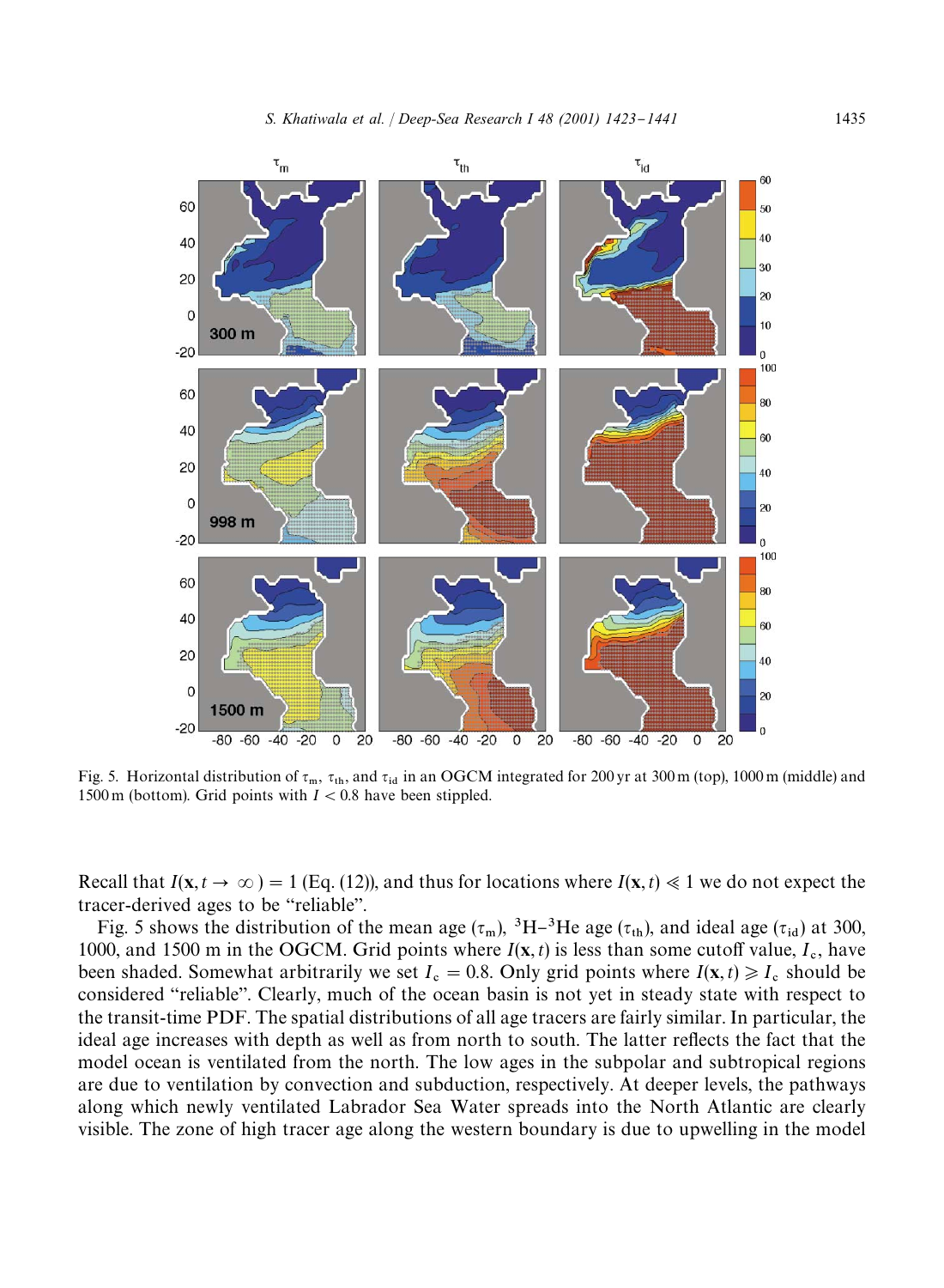Fig. 5. Horizontal distribution of $\tau_m$, $\tau_{th}$, and $\tau_{id}$ in an OGCM integrated for 200 yr at 300 m (top), 1000 m (middle) and 1500 m (bottom). Grid points with $I < 0.8$ have been stippled.

Recall that $I(\mathbf{x}, t \to \infty) = 1$ (Eq. (12)), and thus for locations where $I(\mathbf{x}, t) \ll 1$ we do not expect the tracer-derived ages to be "reliable".

Fig. 5 shows the distribution of the mean age ($\tau_m$), $^3H$–$^3He$ age ($\tau_{th}$), and ideal age ($\tau_{id}$) at 300, 1000, and 1500 m in the OGCM. Grid points where $I(\mathbf{x}, t)$ is less than some cutoff value, $I_c$, have been shaded. Somewhat arbitrarily we set $I_c = 0.8$. Only grid points where $I(\mathbf{x}, t) \geqslant I_c$ should be considered "reliable". Clearly, much of the ocean basin is not yet in steady state with respect to the transit-time PDF. The spatial distributions of all age tracers are fairly similar. In particular, the ideal age increases with depth as well as from north to south. The latter reflects the fact that the model ocean is ventilated from the north. The low ages in the subpolar and subtropical regions are due to ventilation by convection and subduction, respectively. At deeper levels, the pathways along which newly ventilated Labrador Sea Water spreads into the North Atlantic are clearly visible. The zone of high tracer age along the western boundary is due to upwelling in the model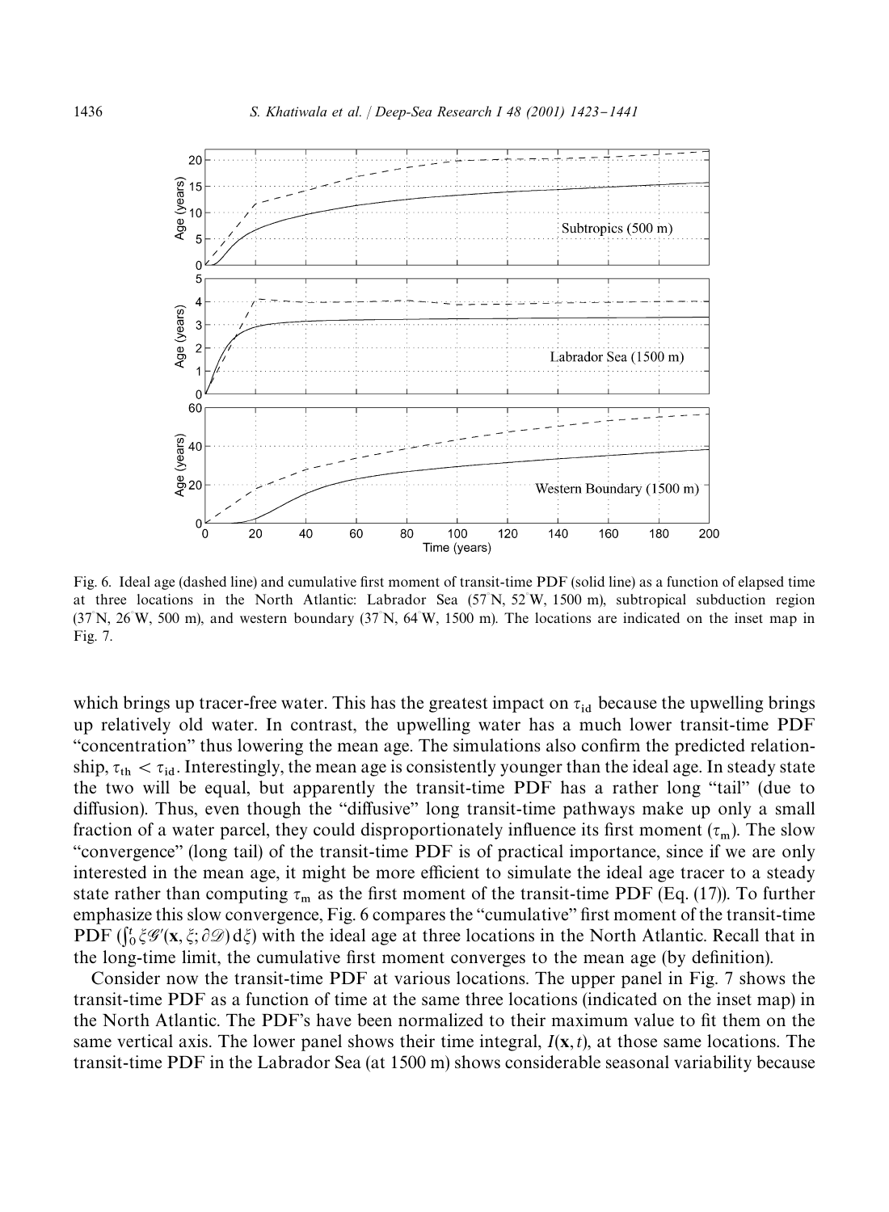Fig. 6. Ideal age (dashed line) and cumulative first moment of transit-time PDF (solid line) as a function of elapsed time at three locations in the North Atlantic: Labrador Sea (57°N, 52°W, 1500 m), subtropical subduction region (37°N, 26°W, 500 m), and western boundary (37°N, 64°W, 1500 m). The locations are indicated on the inset map in Fig. 7.

which brings up tracer-free water. This has the greatest impact on $\tau_{id}$ because the upwelling brings up relatively old water. In contrast, the upwelling water has a much lower transit-time PDF "concentration" thus lowering the mean age. The simulations also confirm the predicted relationship, $\tau_{th} < \tau_{id}$. Interestingly, the mean age is consistently younger than the ideal age. In steady state the two will be equal, but apparently the transit-time PDF has a rather long "tail" (due to diffusion). Thus, even though the "diffusive" long transit-time pathways make up only a small fraction of a water parcel, they could disproportionately influence its first moment ($\tau_m$). The slow "convergence" (long tail) of the transit-time PDF is of practical importance, since if we are only interested in the mean age, it might be more efficient to simulate the ideal age tracer to a steady state rather than computing $\tau_m$ as the first moment of the transit-time PDF (Eq. (17)). To further emphasize this slow convergence, Fig. 6 compares the "cumulative" first moment of the transit-time PDF ($\int_0^t \xi \mathcal{G}'(\mathbf{x}, \xi; \partial\mathcal{D})\,d\xi$) with the ideal age at three locations in the North Atlantic. Recall that in the long-time limit, the cumulative first moment converges to the mean age (by definition).

Consider now the transit-time PDF at various locations. The upper panel in Fig. 7 shows the transit-time PDF as a function of time at the same three locations (indicated on the inset map) in the North Atlantic. The PDF's have been normalized to their maximum value to fit them on the same vertical axis. The lower panel shows their time integral, $I(\mathbf{x}, t)$, at those same locations. The transit-time PDF in the Labrador Sea (at 1500 m) shows considerable seasonal variability because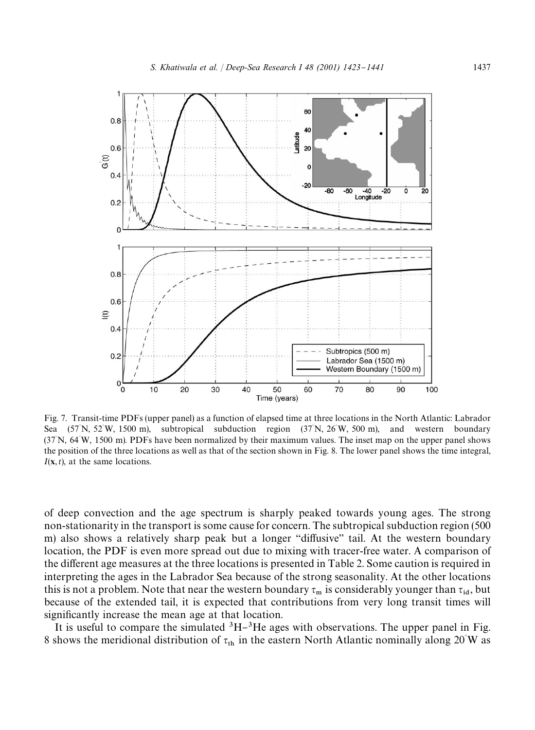Fig. 7. Transit-time PDFs (upper panel) as a function of elapsed time at three locations in the North Atlantic: Labrador Sea (57°N, 52°W, 1500 m), subtropical subduction region (37°N, 26°W, 500 m), and western boundary (37°N, 64°W, 1500 m). PDFs have been normalized by their maximum values. The inset map on the upper panel shows the position of the three locations as well as that of the section shown in Fig. 8. The lower panel shows the time integral, $I(\mathbf{x}, t)$, at the same locations.

of deep convection and the age spectrum is sharply peaked towards young ages. The strong non-stationarity in the transport is some cause for concern. The subtropical subduction region (500 m) also shows a relatively sharp peak but a longer "diffusive" tail. At the western boundary location, the PDF is even more spread out due to mixing with tracer-free water. A comparison of the different age measures at the three locations is presented in Table 2. Some caution is required in interpreting the ages in the Labrador Sea because of the strong seasonality. At the other locations this is not a problem. Note that near the western boundary $\tau_m$ is considerably younger than $\tau_{id}$, but because of the extended tail, it is expected that contributions from very long transit times will significantly increase the mean age at that location.

It is useful to compare the simulated $^3H$–$^3He$ ages with observations. The upper panel in Fig. 8 shows the meridional distribution of $\tau_{th}$ in the eastern North Atlantic nominally along 20°W as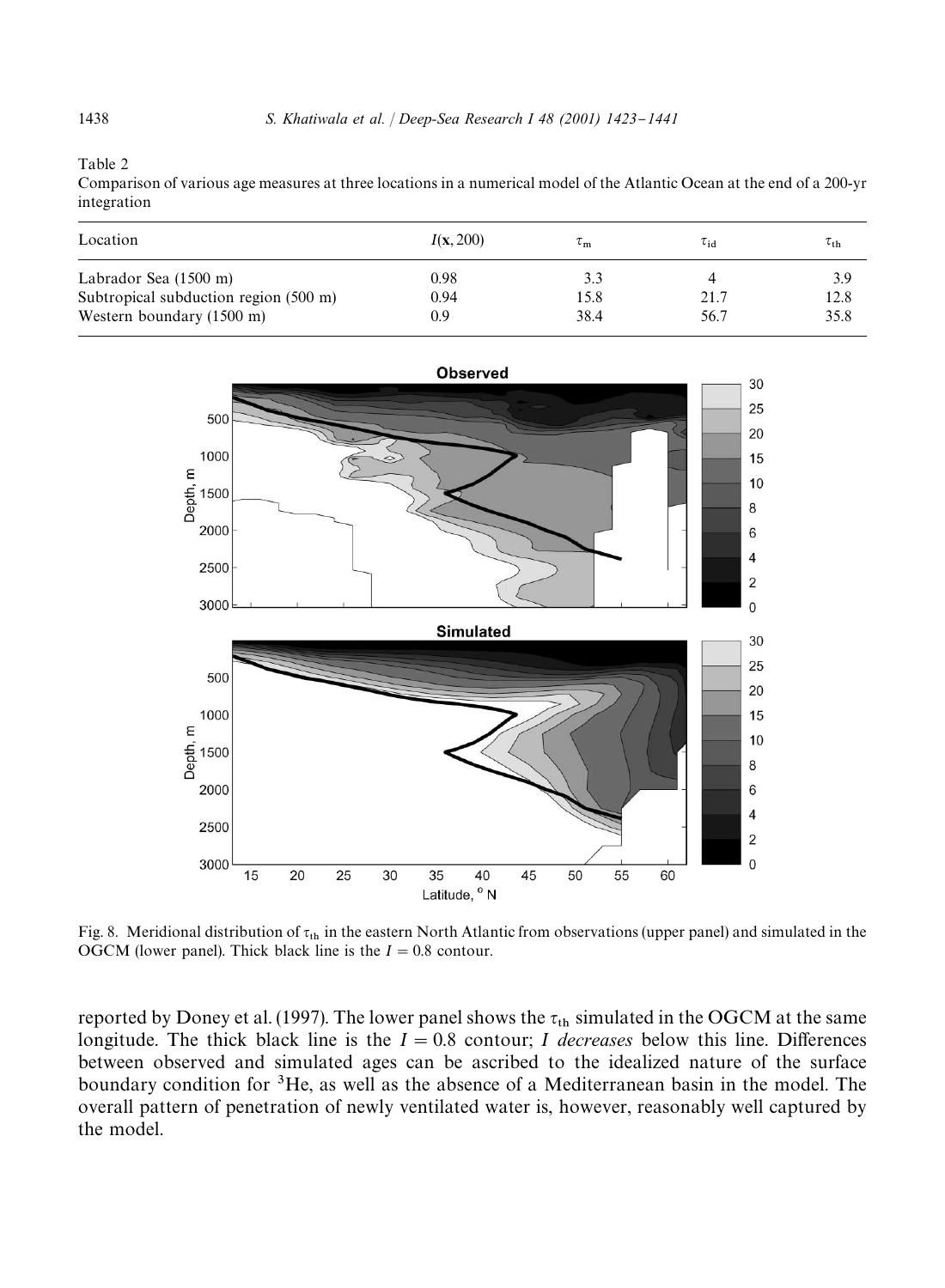Table 2
Comparison of various age measures at three locations in a numerical model of the Atlantic Ocean at the end of a 200-yr integration

| Location | $I(\mathbf{x}, 200)$ | $\tau_m$ | $\tau_{id}$ | $\tau_{th}$ |
|---|---|---|---|---|
| Labrador Sea (1500 m) | 0.98 | 3.3 | 4 | 3.9 |
| Subtropical subduction region (500 m) | 0.94 | 15.8 | 21.7 | 12.8 |
| Western boundary (1500 m) | 0.9 | 38.4 | 56.7 | 35.8 |

Fig. 8. Meridional distribution of $\tau_{th}$ in the eastern North Atlantic from observations (upper panel) and simulated in the OGCM (lower panel). Thick black line is the $I = 0.8$ contour.

reported by Doney et al. (1997). The lower panel shows the $\tau_{th}$ simulated in the OGCM at the same longitude. The thick black line is the $I = 0.8$ contour; *I decreases* below this line. Differences between observed and simulated ages can be ascribed to the idealized nature of the surface boundary condition for $^3$He, as well as the absence of a Mediterranean basin in the model. The overall pattern of penetration of newly ventilated water is, however, reasonably well captured by the model.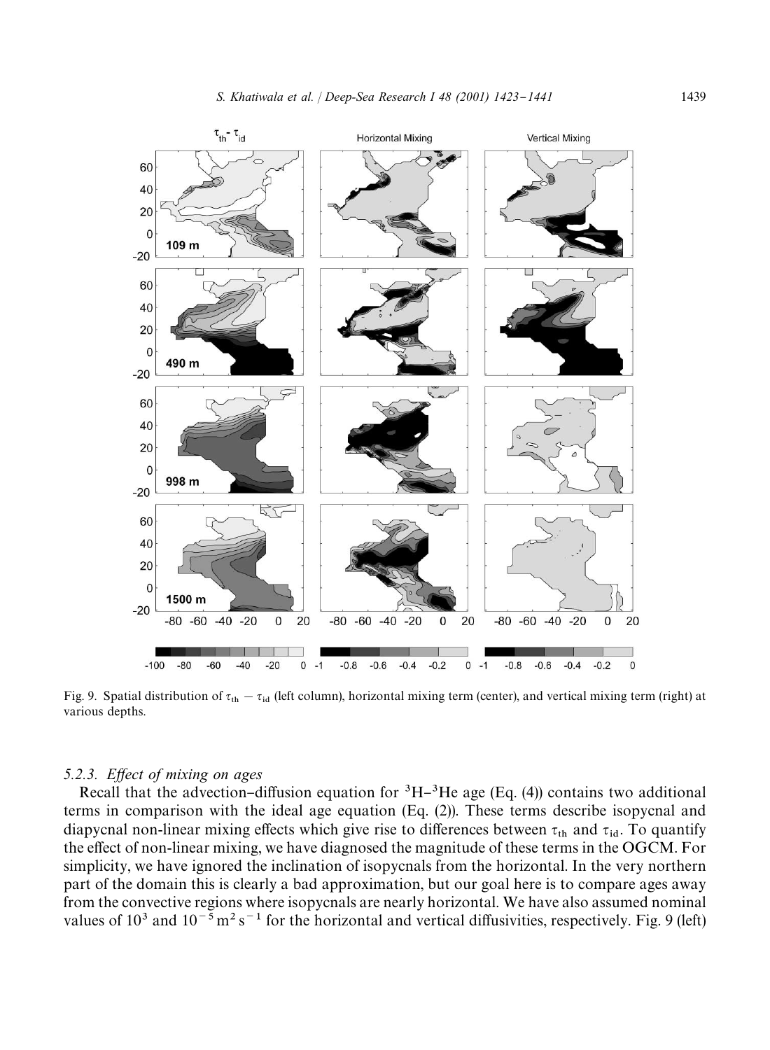Fig. 9. Spatial distribution of $\tau_{th} - \tau_{id}$ (left column), horizontal mixing term (center), and vertical mixing term (right) at various depths.

### 5.2.3. Effect of mixing on ages

Recall that the advection–diffusion equation for $^3H$–$^3He$ age (Eq. (4)) contains two additional terms in comparison with the ideal age equation (Eq. (2)). These terms describe isopycnal and diapycnal non-linear mixing effects which give rise to differences between $\tau_{th}$ and $\tau_{id}$. To quantify the effect of non-linear mixing, we have diagnosed the magnitude of these terms in the OGCM. For simplicity, we have ignored the inclination of isopycnals from the horizontal. In the very northern part of the domain this is clearly a bad approximation, but our goal here is to compare ages away from the convective regions where isopycnals are nearly horizontal. We have also assumed nominal values of $10^3$ and $10^{-5}\,m^2\,s^{-1}$ for the horizontal and vertical diffusivities, respectively. Fig. 9 (left)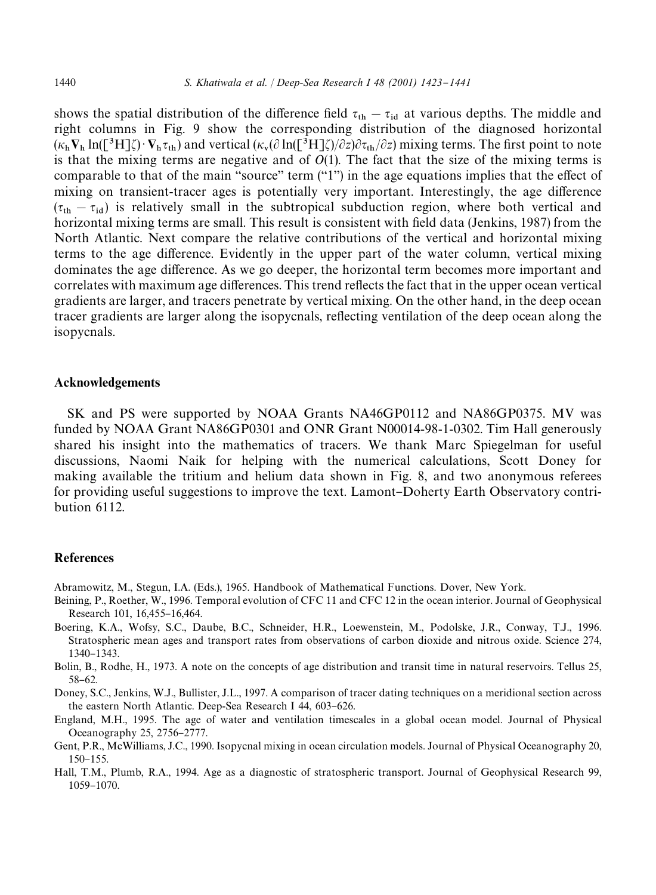shows the spatial distribution of the difference field $\tau_{th} - \tau_{id}$ at various depths. The middle and right columns in Fig. 9 show the corresponding distribution of the diagnosed horizontal ($\kappa_h \nabla_h \ln([^3\mathrm{H}]\zeta) \cdot \nabla_h \tau_{th}$) and vertical ($\kappa_v(\partial \ln([^3\mathrm{H}]\zeta)/\partial z)\partial \tau_{th}/\partial z$) mixing terms. The first point to note is that the mixing terms are negative and of $O(1)$. The fact that the size of the mixing terms is comparable to that of the main "source" term ("1") in the age equations implies that the effect of mixing on transient-tracer ages is potentially very important. Interestingly, the age difference ($\tau_{th} - \tau_{id}$) is relatively small in the subtropical subduction region, where both vertical and horizontal mixing terms are small. This result is consistent with field data (Jenkins, 1987) from the North Atlantic. Next compare the relative contributions of the vertical and horizontal mixing terms to the age difference. Evidently in the upper part of the water column, vertical mixing dominates the age difference. As we go deeper, the horizontal term becomes more important and correlates with maximum age differences. This trend reflects the fact that in the upper ocean vertical gradients are larger, and tracers penetrate by vertical mixing. On the other hand, in the deep ocean tracer gradients are larger along the isopycnals, reflecting ventilation of the deep ocean along the isopycnals.

## Acknowledgements

SK and PS were supported by NOAA Grants NA46GP0112 and NA86GP0375. MV was funded by NOAA Grant NA86GP0301 and ONR Grant N00014-98-1-0302. Tim Hall generously shared his insight into the mathematics of tracers. We thank Marc Spiegelman for useful discussions, Naomi Naik for helping with the numerical calculations, Scott Doney for making available the tritium and helium data shown in Fig. 8, and two anonymous referees for providing useful suggestions to improve the text. Lamont–Doherty Earth Observatory contribution 6112.

## References

Abramowitz, M., Stegun, I.A. (Eds.), 1965. Handbook of Mathematical Functions. Dover, New York.

Beining, P., Roether, W., 1996. Temporal evolution of CFC 11 and CFC 12 in the ocean interior. Journal of Geophysical Research 101, 16,455–16,464.

Boering, K.A., Wofsy, S.C., Daube, B.C., Schneider, H.R., Loewenstein, M., Podolske, J.R., Conway, T.J., 1996. Stratospheric mean ages and transport rates from observations of carbon dioxide and nitrous oxide. Science 274, 1340–1343.

Bolin, B., Rodhe, H., 1973. A note on the concepts of age distribution and transit time in natural reservoirs. Tellus 25, 58–62.

Doney, S.C., Jenkins, W.J., Bullister, J.L., 1997. A comparison of tracer dating techniques on a meridional section across the eastern North Atlantic. Deep-Sea Research I 44, 603–626.

England, M.H., 1995. The age of water and ventilation timescales in a global ocean model. Journal of Physical Oceanography 25, 2756–2777.

Gent, P.R., McWilliams, J.C., 1990. Isopycnal mixing in ocean circulation models. Journal of Physical Oceanography 20, 150–155.

Hall, T.M., Plumb, R.A., 1994. Age as a diagnostic of stratospheric transport. Journal of Geophysical Research 99, 1059–1070.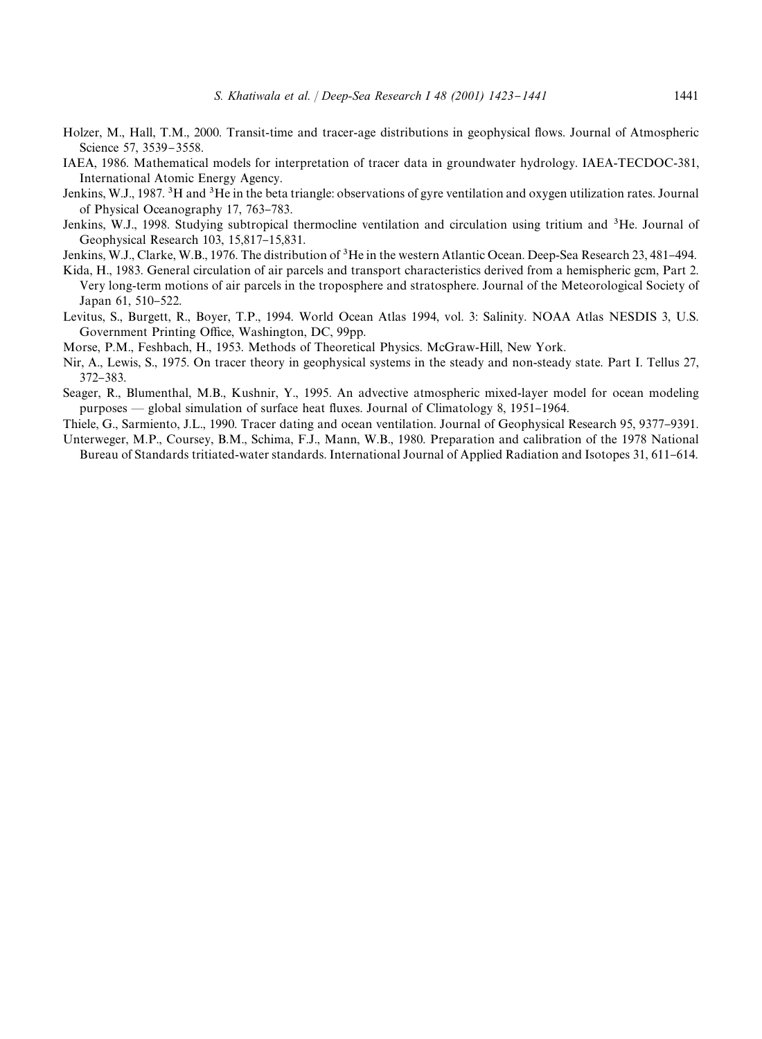Holzer, M., Hall, T.M., 2000. Transit-time and tracer-age distributions in geophysical flows. Journal of Atmospheric Science 57, 3539–3558.

IAEA, 1986. Mathematical models for interpretation of tracer data in groundwater hydrology. IAEA-TECDOC-381, International Atomic Energy Agency.

Jenkins, W.J., 1987. $^{3}$H and $^{3}$He in the beta triangle: observations of gyre ventilation and oxygen utilization rates. Journal of Physical Oceanography 17, 763–783.

Jenkins, W.J., 1998. Studying subtropical thermocline ventilation and circulation using tritium and $^{3}$He. Journal of Geophysical Research 103, 15,817–15,831.

Jenkins, W.J., Clarke, W.B., 1976. The distribution of $^{3}$He in the western Atlantic Ocean. Deep-Sea Research 23, 481–494.

Kida, H., 1983. General circulation of air parcels and transport characteristics derived from a hemispheric gcm, Part 2. Very long-term motions of air parcels in the troposphere and stratosphere. Journal of the Meteorological Society of Japan 61, 510–522.

Levitus, S., Burgett, R., Boyer, T.P., 1994. World Ocean Atlas 1994, vol. 3: Salinity. NOAA Atlas NESDIS 3, U.S. Government Printing Office, Washington, DC, 99pp.

Morse, P.M., Feshbach, H., 1953. Methods of Theoretical Physics. McGraw-Hill, New York.

Nir, A., Lewis, S., 1975. On tracer theory in geophysical systems in the steady and non-steady state. Part I. Tellus 27, 372–383.

Seager, R., Blumenthal, M.B., Kushnir, Y., 1995. An advective atmospheric mixed-layer model for ocean modeling purposes — global simulation of surface heat fluxes. Journal of Climatology 8, 1951–1964.

Thiele, G., Sarmiento, J.L., 1990. Tracer dating and ocean ventilation. Journal of Geophysical Research 95, 9377–9391.

Unterweger, M.P., Coursey, B.M., Schima, F.J., Mann, W.B., 1980. Preparation and calibration of the 1978 National Bureau of Standards tritiated-water standards. International Journal of Applied Radiation and Isotopes 31, 611–614.